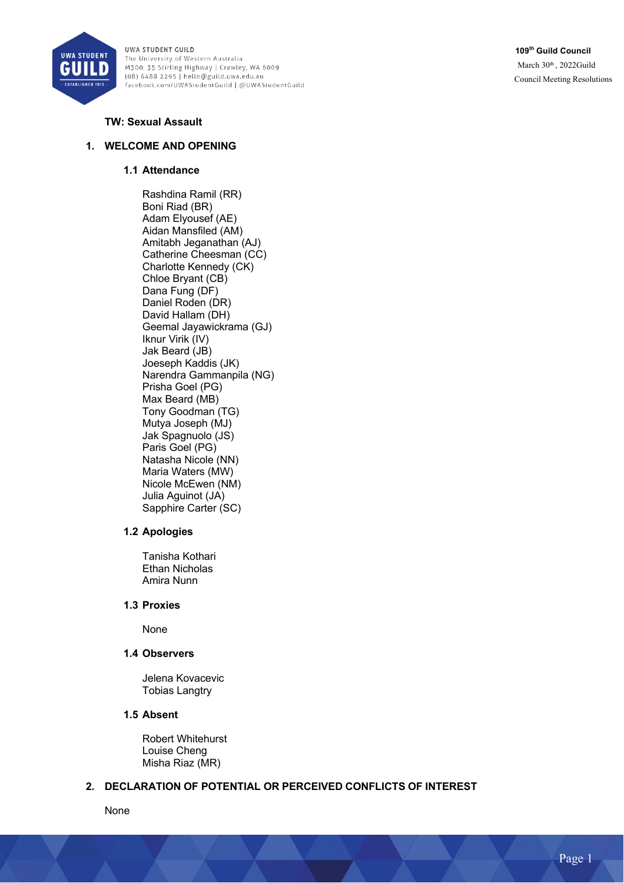**109th Guild Council**
March 30th, 2022Guild
Council Meeting Resolutions

**TW: Sexual Assault**

## 1. WELCOME AND OPENING

### 1.1 Attendance

Rashdina Ramil (RR)
Boni Riad (BR)
Adam Elyousef (AE)
Aidan Mansfiled (AM)
Amitabh Jeganathan (AJ)
Catherine Cheesman (CC)
Charlotte Kennedy (CK)
Chloe Bryant (CB)
Dana Fung (DF)
Daniel Roden (DR)
David Hallam (DH)
Geemal Jayawickrama (GJ)
Iknur Virik (IV)
Jak Beard (JB)
Joeseph Kaddis (JK)
Narendra Gammanpila (NG)
Prisha Goel (PG)
Max Beard (MB)
Tony Goodman (TG)
Mutya Joseph (MJ)
Jak Spagnuolo (JS)
Paris Goel (PG)
Natasha Nicole (NN)
Maria Waters (MW)
Nicole McEwen (NM)
Julia Aguinot (JA)
Sapphire Carter (SC)

### 1.2 Apologies

Tanisha Kothari
Ethan Nicholas
Amira Nunn

### 1.3 Proxies

None

### 1.4 Observers

Jelena Kovacevic
Tobias Langtry

### 1.5 Absent

Robert Whitehurst
Louise Cheng
Misha Riaz (MR)

## 2. DECLARATION OF POTENTIAL OR PERCEIVED CONFLICTS OF INTEREST

None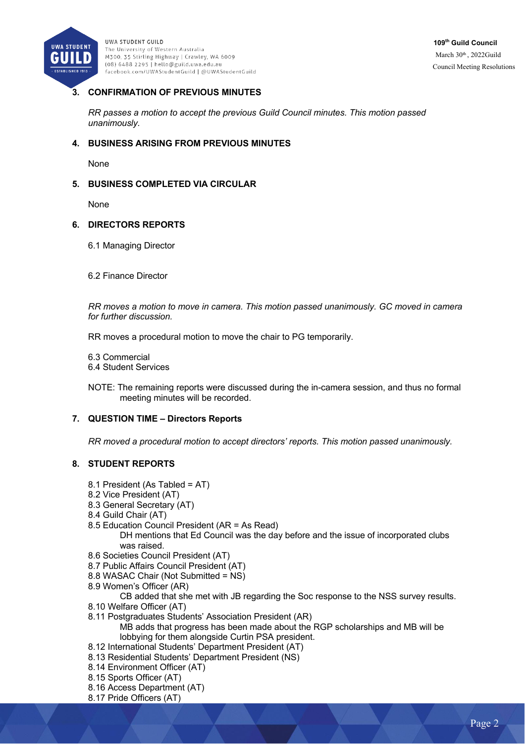## 3. CONFIRMATION OF PREVIOUS MINUTES

*RR passes a motion to accept the previous Guild Council minutes. This motion passed unanimously.*

## 4. BUSINESS ARISING FROM PREVIOUS MINUTES

None

## 5. BUSINESS COMPLETED VIA CIRCULAR

None

## 6. DIRECTORS REPORTS

6.1 Managing Director

6.2 Finance Director

*RR moves a motion to move in camera. This motion passed unanimously. GC moved in camera for further discussion.*

RR moves a procedural motion to move the chair to PG temporarily.

6.3 Commercial
6.4 Student Services

NOTE: The remaining reports were discussed during the in-camera session, and thus no formal meeting minutes will be recorded.

## 7. QUESTION TIME – Directors Reports

*RR moved a procedural motion to accept directors' reports. This motion passed unanimously.*

## 8. STUDENT REPORTS

8.1 President (As Tabled = AT)
8.2 Vice President (AT)
8.3 General Secretary (AT)
8.4 Guild Chair (AT)
8.5 Education Council President (AR = As Read)
DH mentions that Ed Council was the day before and the issue of incorporated clubs was raised.
8.6 Societies Council President (AT)
8.7 Public Affairs Council President (AT)
8.8 WASAC Chair (Not Submitted = NS)
8.9 Women's Officer (AR)
CB added that she met with JB regarding the Soc response to the NSS survey results.
8.10 Welfare Officer (AT)
8.11 Postgraduates Students' Association President (AR)
MB adds that progress has been made about the RGP scholarships and MB will be lobbying for them alongside Curtin PSA president.
8.12 International Students' Department President (AT)
8.13 Residential Students' Department President (NS)
8.14 Environment Officer (AT)
8.15 Sports Officer (AT)
8.16 Access Department (AT)
8.17 Pride Officers (AT)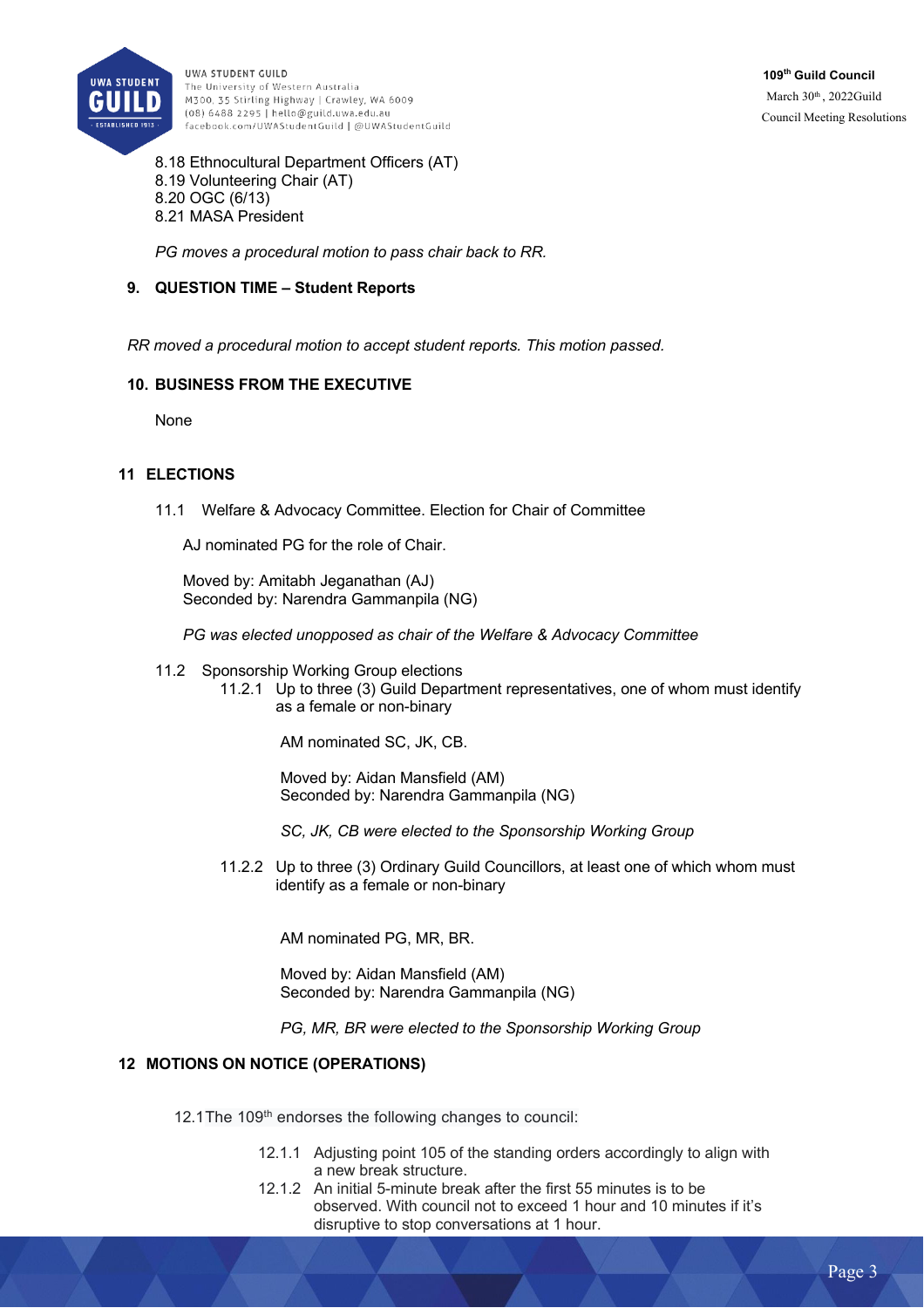8.18 Ethnocultural Department Officers (AT)
8.19 Volunteering Chair (AT)
8.20 OGC (6/13)
8.21 MASA President

*PG moves a procedural motion to pass chair back to RR.*

## 9. QUESTION TIME – Student Reports

*RR moved a procedural motion to accept student reports. This motion passed.*

## 10. BUSINESS FROM THE EXECUTIVE

None

## 11 ELECTIONS

11.1 Welfare & Advocacy Committee. Election for Chair of Committee

AJ nominated PG for the role of Chair.

Moved by: Amitabh Jeganathan (AJ)
Seconded by: Narendra Gammanpila (NG)

*PG was elected unopposed as chair of the Welfare & Advocacy Committee*

11.2 Sponsorship Working Group elections

11.2.1 Up to three (3) Guild Department representatives, one of whom must identify as a female or non-binary

AM nominated SC, JK, CB.

Moved by: Aidan Mansfield (AM)
Seconded by: Narendra Gammanpila (NG)

*SC, JK, CB were elected to the Sponsorship Working Group*

11.2.2 Up to three (3) Ordinary Guild Councillors, at least one of which whom must identify as a female or non-binary

AM nominated PG, MR, BR.

Moved by: Aidan Mansfield (AM)
Seconded by: Narendra Gammanpila (NG)

*PG, MR, BR were elected to the Sponsorship Working Group*

## 12 MOTIONS ON NOTICE (OPERATIONS)

12.1 The 109th endorses the following changes to council:

12.1.1 Adjusting point 105 of the standing orders accordingly to align with a new break structure.

12.1.2 An initial 5-minute break after the first 55 minutes is to be observed. With council not to exceed 1 hour and 10 minutes if it's disruptive to stop conversations at 1 hour.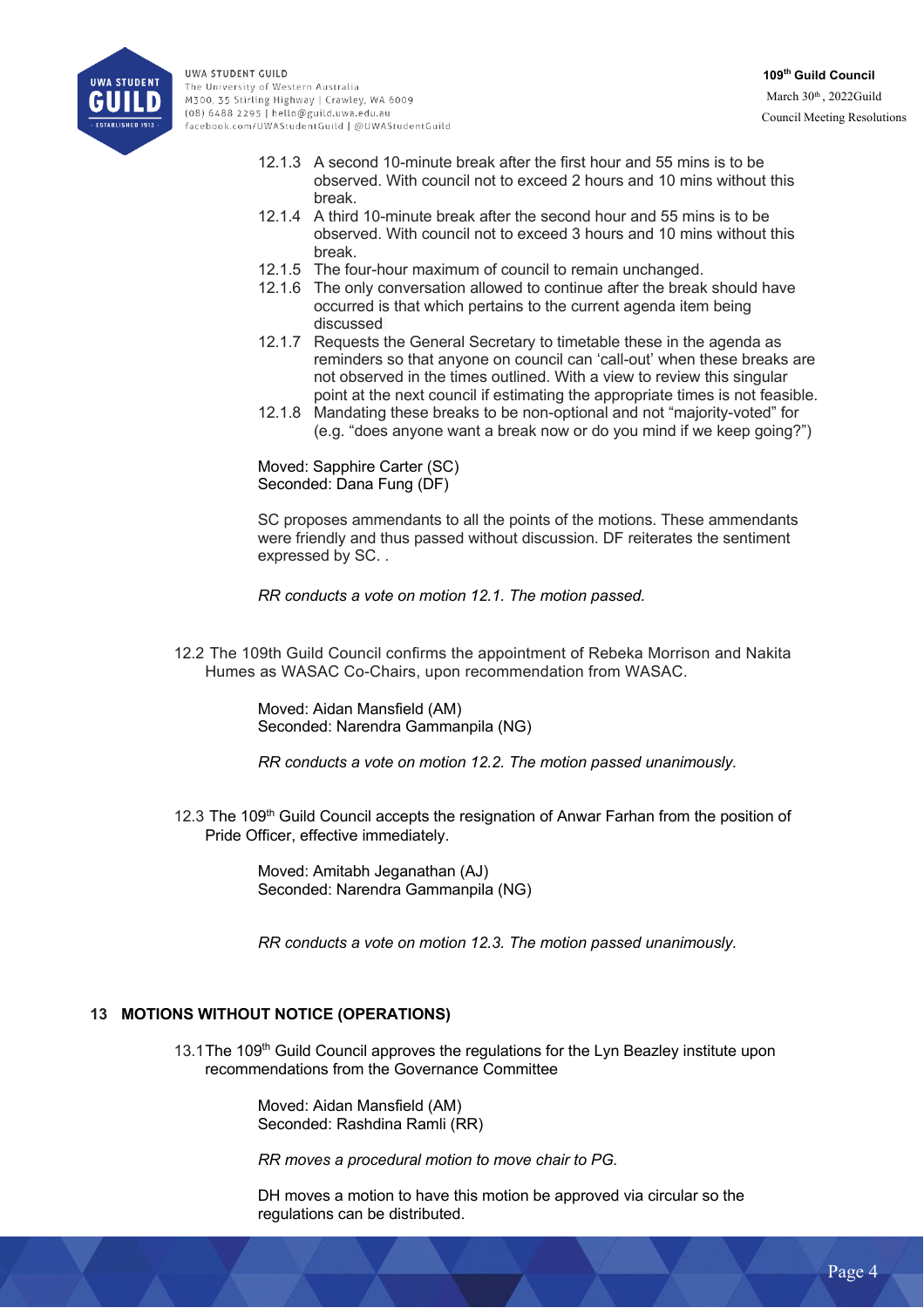12.1.3 A second 10-minute break after the first hour and 55 mins is to be observed. With council not to exceed 2 hours and 10 mins without this break.

12.1.4 A third 10-minute break after the second hour and 55 mins is to be observed. With council not to exceed 3 hours and 10 mins without this break.

12.1.5 The four-hour maximum of council to remain unchanged.

12.1.6 The only conversation allowed to continue after the break should have occurred is that which pertains to the current agenda item being discussed

12.1.7 Requests the General Secretary to timetable these in the agenda as reminders so that anyone on council can 'call-out' when these breaks are not observed in the times outlined. With a view to review this singular point at the next council if estimating the appropriate times is not feasible.

12.1.8 Mandating these breaks to be non-optional and not "majority-voted" for (e.g. "does anyone want a break now or do you mind if we keep going?")

Moved: Sapphire Carter (SC)
Seconded: Dana Fung (DF)

SC proposes ammendants to all the points of the motions. These ammendants were friendly and thus passed without discussion. DF reiterates the sentiment expressed by SC. .

*RR conducts a vote on motion 12.1. The motion passed.*

12.2 The 109th Guild Council confirms the appointment of Rebeka Morrison and Nakita Humes as WASAC Co-Chairs, upon recommendation from WASAC.

Moved: Aidan Mansfield (AM)
Seconded: Narendra Gammanpila (NG)

*RR conducts a vote on motion 12.2. The motion passed unanimously.*

12.3 The 109th Guild Council accepts the resignation of Anwar Farhan from the position of Pride Officer, effective immediately.

Moved: Amitabh Jeganathan (AJ)
Seconded: Narendra Gammanpila (NG)

*RR conducts a vote on motion 12.3. The motion passed unanimously.*

## 13 MOTIONS WITHOUT NOTICE (OPERATIONS)

13.1 The 109th Guild Council approves the regulations for the Lyn Beazley institute upon recommendations from the Governance Committee

Moved: Aidan Mansfield (AM)
Seconded: Rashdina Ramli (RR)

*RR moves a procedural motion to move chair to PG.*

DH moves a motion to have this motion be approved via circular so the regulations can be distributed.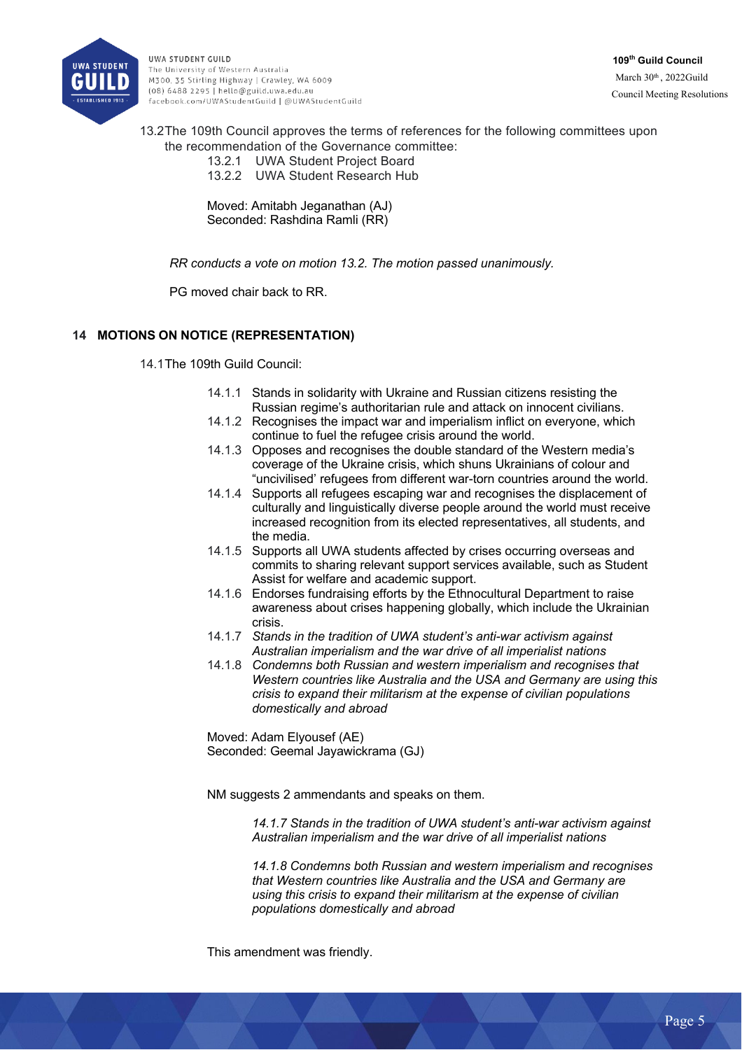13.2 The 109th Council approves the terms of references for the following committees upon the recommendation of the Governance committee:

13.2.1 UWA Student Project Board
13.2.2 UWA Student Research Hub

Moved: Amitabh Jeganathan (AJ)
Seconded: Rashdina Ramli (RR)

*RR conducts a vote on motion 13.2. The motion passed unanimously.*

PG moved chair back to RR.

## 14 MOTIONS ON NOTICE (REPRESENTATION)

14.1 The 109th Guild Council:

14.1.1 Stands in solidarity with Ukraine and Russian citizens resisting the Russian regime's authoritarian rule and attack on innocent civilians.
14.1.2 Recognises the impact war and imperialism inflict on everyone, which continue to fuel the refugee crisis around the world.
14.1.3 Opposes and recognises the double standard of the Western media's coverage of the Ukraine crisis, which shuns Ukrainians of colour and "uncivilised' refugees from different war-torn countries around the world.
14.1.4 Supports all refugees escaping war and recognises the displacement of culturally and linguistically diverse people around the world must receive increased recognition from its elected representatives, all students, and the media.
14.1.5 Supports all UWA students affected by crises occurring overseas and commits to sharing relevant support services available, such as Student Assist for welfare and academic support.
14.1.6 Endorses fundraising efforts by the Ethnocultural Department to raise awareness about crises happening globally, which include the Ukrainian crisis.
14.1.7 *Stands in the tradition of UWA student's anti-war activism against Australian imperialism and the war drive of all imperialist nations*
14.1.8 *Condemns both Russian and western imperialism and recognises that Western countries like Australia and the USA and Germany are using this crisis to expand their militarism at the expense of civilian populations domestically and abroad*

Moved: Adam Elyousef (AE)
Seconded: Geemal Jayawickrama (GJ)

NM suggests 2 ammendants and speaks on them.

*14.1.7 Stands in the tradition of UWA student's anti-war activism against Australian imperialism and the war drive of all imperialist nations*

*14.1.8 Condemns both Russian and western imperialism and recognises that Western countries like Australia and the USA and Germany are using this crisis to expand their militarism at the expense of civilian populations domestically and abroad*

This amendment was friendly.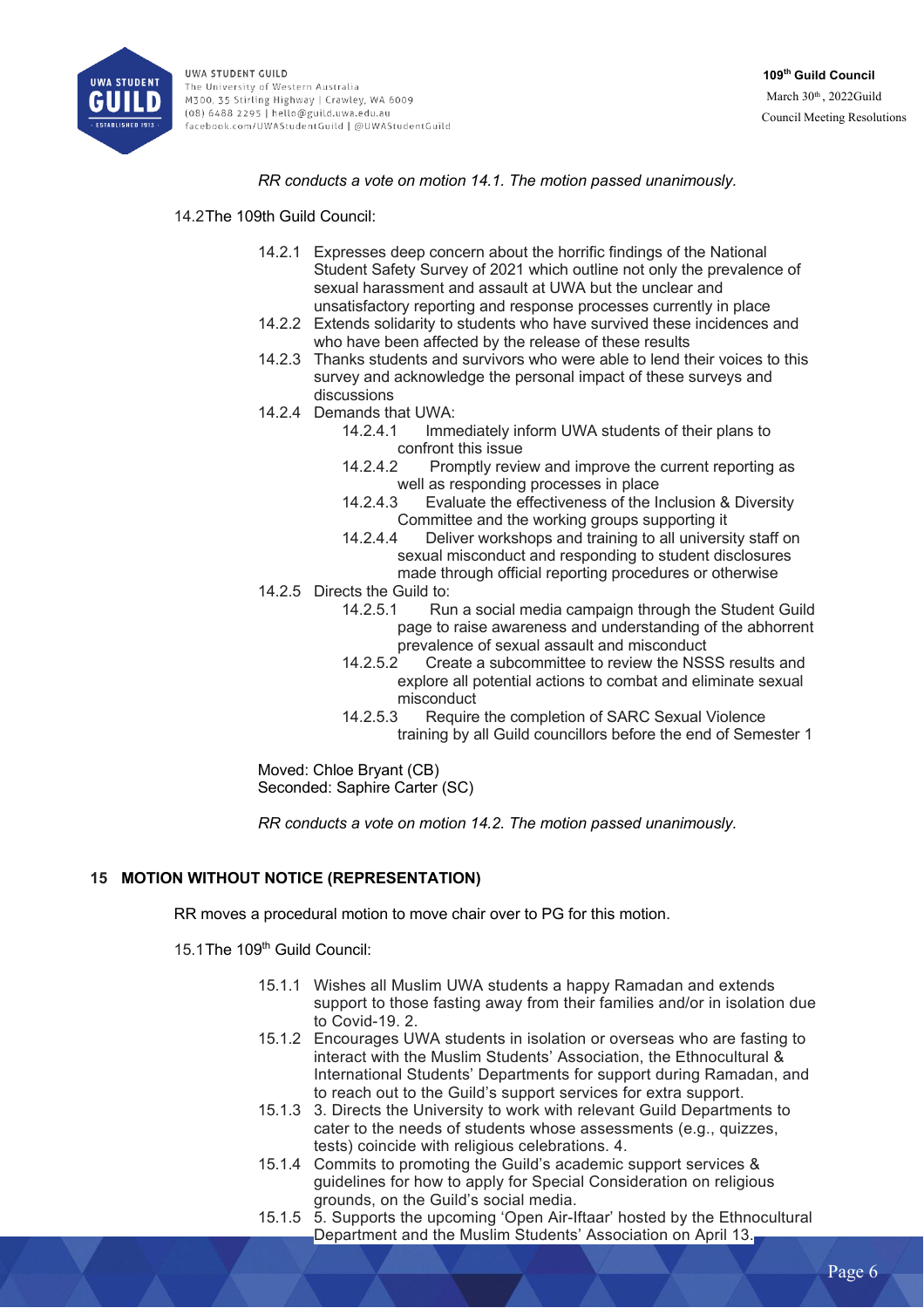*RR conducts a vote on motion 14.1. The motion passed unanimously.*

14.2 The 109th Guild Council:

- 14.2.1 Expresses deep concern about the horrific findings of the National Student Safety Survey of 2021 which outline not only the prevalence of sexual harassment and assault at UWA but the unclear and unsatisfactory reporting and response processes currently in place
- 14.2.2 Extends solidarity to students who have survived these incidences and who have been affected by the release of these results
- 14.2.3 Thanks students and survivors who were able to lend their voices to this survey and acknowledge the personal impact of these surveys and discussions
- 14.2.4 Demands that UWA:
  - 14.2.4.1 Immediately inform UWA students of their plans to confront this issue
  - 14.2.4.2 Promptly review and improve the current reporting as well as responding processes in place
  - 14.2.4.3 Evaluate the effectiveness of the Inclusion & Diversity Committee and the working groups supporting it
  - 14.2.4.4 Deliver workshops and training to all university staff on sexual misconduct and responding to student disclosures made through official reporting procedures or otherwise
- 14.2.5 Directs the Guild to:
  - 14.2.5.1 Run a social media campaign through the Student Guild page to raise awareness and understanding of the abhorrent prevalence of sexual assault and misconduct
  - 14.2.5.2 Create a subcommittee to review the NSSS results and explore all potential actions to combat and eliminate sexual misconduct
  - 14.2.5.3 Require the completion of SARC Sexual Violence training by all Guild councillors before the end of Semester 1

Moved: Chloe Bryant (CB)
Seconded: Saphire Carter (SC)

*RR conducts a vote on motion 14.2. The motion passed unanimously.*

## 15 MOTION WITHOUT NOTICE (REPRESENTATION)

RR moves a procedural motion to move chair over to PG for this motion.

15.1 The 109th Guild Council:

- 15.1.1 Wishes all Muslim UWA students a happy Ramadan and extends support to those fasting away from their families and/or in isolation due to Covid-19. 2.
- 15.1.2 Encourages UWA students in isolation or overseas who are fasting to interact with the Muslim Students' Association, the Ethnocultural & International Students' Departments for support during Ramadan, and to reach out to the Guild's support services for extra support.
- 15.1.3 3. Directs the University to work with relevant Guild Departments to cater to the needs of students whose assessments (e.g., quizzes, tests) coincide with religious celebrations. 4.
- 15.1.4 Commits to promoting the Guild's academic support services & guidelines for how to apply for Special Consideration on religious grounds, on the Guild's social media.
- 15.1.5 5. Supports the upcoming 'Open Air-Iftaar' hosted by the Ethnocultural Department and the Muslim Students' Association on April 13.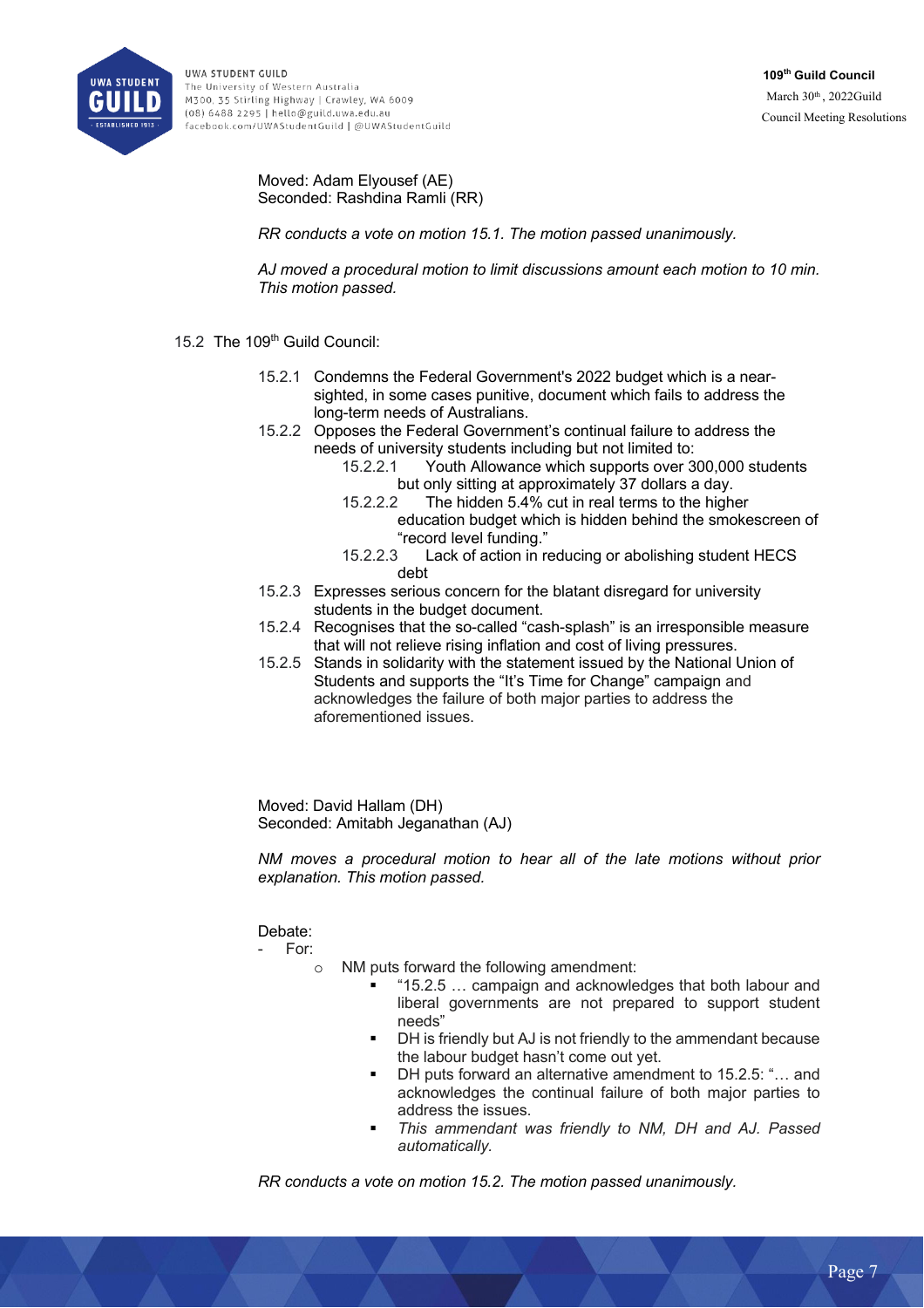Moved: Adam Elyousef (AE)
Seconded: Rashdina Ramli (RR)

*RR conducts a vote on motion 15.1. The motion passed unanimously.*

*AJ moved a procedural motion to limit discussions amount each motion to 10 min. This motion passed.*

15.2 The 109th Guild Council:

- 15.2.1 Condemns the Federal Government's 2022 budget which is a near-sighted, in some cases punitive, document which fails to address the long-term needs of Australians.
- 15.2.2 Opposes the Federal Government's continual failure to address the needs of university students including but not limited to:
  - 15.2.2.1 Youth Allowance which supports over 300,000 students but only sitting at approximately 37 dollars a day.
  - 15.2.2.2 The hidden 5.4% cut in real terms to the higher education budget which is hidden behind the smokescreen of "record level funding."
  - 15.2.2.3 Lack of action in reducing or abolishing student HECS debt
- 15.2.3 Expresses serious concern for the blatant disregard for university students in the budget document.
- 15.2.4 Recognises that the so-called "cash-splash" is an irresponsible measure that will not relieve rising inflation and cost of living pressures.
- 15.2.5 Stands in solidarity with the statement issued by the National Union of Students and supports the "It's Time for Change" campaign and acknowledges the failure of both major parties to address the aforementioned issues.

Moved: David Hallam (DH)
Seconded: Amitabh Jeganathan (AJ)

*NM moves a procedural motion to hear all of the late motions without prior explanation. This motion passed.*

Debate:

- For:
  - NM puts forward the following amendment:
    - "15.2.5 … campaign and acknowledges that both labour and liberal governments are not prepared to support student needs"
    - DH is friendly but AJ is not friendly to the ammendant because the labour budget hasn't come out yet.
    - DH puts forward an alternative amendment to 15.2.5: "… and acknowledges the continual failure of both major parties to address the issues.
    - *This ammendant was friendly to NM, DH and AJ. Passed automatically.*

*RR conducts a vote on motion 15.2. The motion passed unanimously.*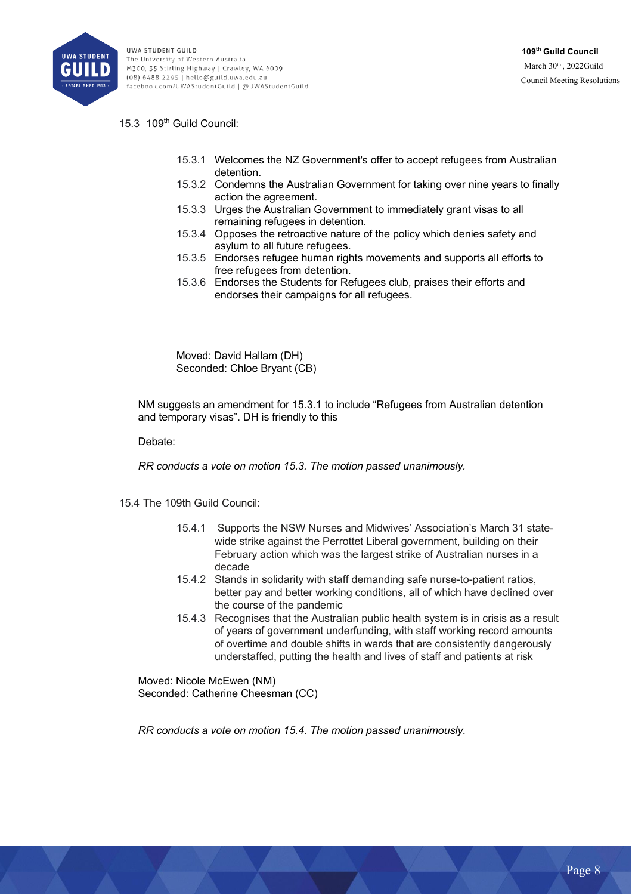15.3 109th Guild Council:

- 15.3.1 Welcomes the NZ Government's offer to accept refugees from Australian detention.
- 15.3.2 Condemns the Australian Government for taking over nine years to finally action the agreement.
- 15.3.3 Urges the Australian Government to immediately grant visas to all remaining refugees in detention.
- 15.3.4 Opposes the retroactive nature of the policy which denies safety and asylum to all future refugees.
- 15.3.5 Endorses refugee human rights movements and supports all efforts to free refugees from detention.
- 15.3.6 Endorses the Students for Refugees club, praises their efforts and endorses their campaigns for all refugees.

Moved: David Hallam (DH)
Seconded: Chloe Bryant (CB)

NM suggests an amendment for 15.3.1 to include "Refugees from Australian detention and temporary visas". DH is friendly to this

Debate:

*RR conducts a vote on motion 15.3. The motion passed unanimously.*

15.4 The 109th Guild Council:

- 15.4.1 Supports the NSW Nurses and Midwives' Association's March 31 state-wide strike against the Perrottet Liberal government, building on their February action which was the largest strike of Australian nurses in a decade
- 15.4.2 Stands in solidarity with staff demanding safe nurse-to-patient ratios, better pay and better working conditions, all of which have declined over the course of the pandemic
- 15.4.3 Recognises that the Australian public health system is in crisis as a result of years of government underfunding, with staff working record amounts of overtime and double shifts in wards that are consistently dangerously understaffed, putting the health and lives of staff and patients at risk

Moved: Nicole McEwen (NM)
Seconded: Catherine Cheesman (CC)

*RR conducts a vote on motion 15.4. The motion passed unanimously.*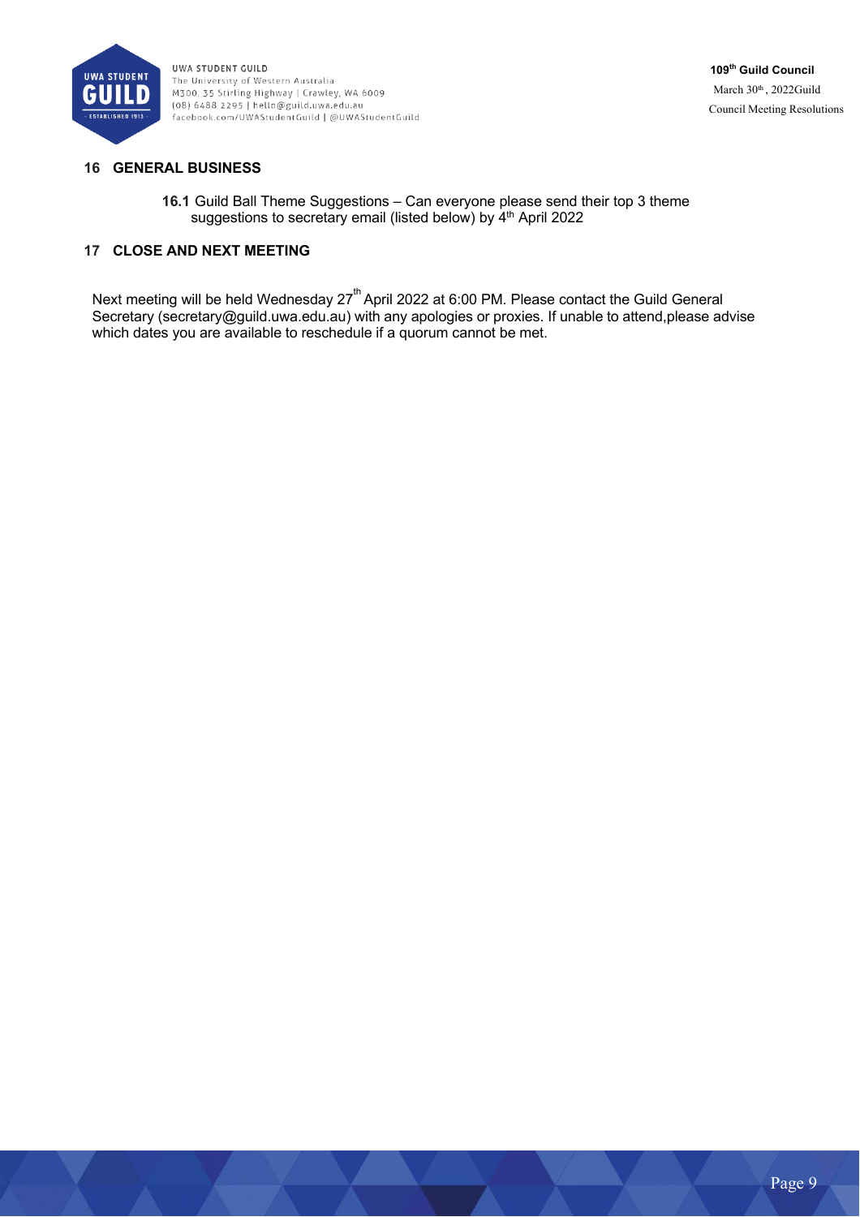## 16 GENERAL BUSINESS

**16.1** Guild Ball Theme Suggestions – Can everyone please send their top 3 theme suggestions to secretary email (listed below) by 4th April 2022

## 17 CLOSE AND NEXT MEETING

Next meeting will be held Wednesday 27th April 2022 at 6:00 PM. Please contact the Guild General Secretary (secretary@guild.uwa.edu.au) with any apologies or proxies. If unable to attend,please advise which dates you are available to reschedule if a quorum cannot be met.